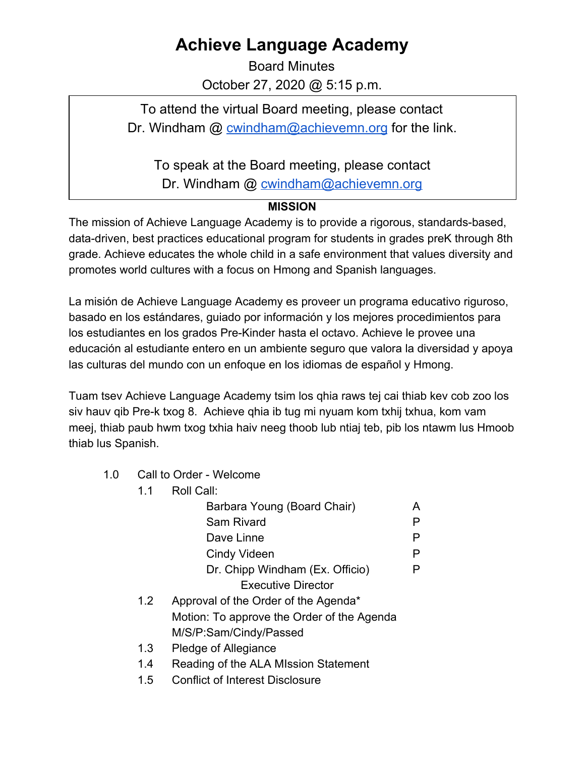# Achieve Language Academy

Board Minutes

October 27, 2020 @ 5:15 p.m.

> To attend the virtual Board meeting, please contact Dr. Windham @ cwindham@achievemn.org for the link.
>
> To speak at the Board meeting, please contact Dr. Windham @ cwindham@achievemn.org

**MISSION**

The mission of Achieve Language Academy is to provide a rigorous, standards-based, data-driven, best practices educational program for students in grades preK through 8th grade. Achieve educates the whole child in a safe environment that values diversity and promotes world cultures with a focus on Hmong and Spanish languages.

La misión de Achieve Language Academy es proveer un programa educativo riguroso, basado en los estándares, guiado por información y los mejores procedimientos para los estudiantes en los grados Pre-Kinder hasta el octavo. Achieve le provee una educación al estudiante entero en un ambiente seguro que valora la diversidad y apoya las culturas del mundo con un enfoque en los idiomas de español y Hmong.

Tuam tsev Achieve Language Academy tsim los qhia raws tej cai thiab kev cob zoo los siv hauv qib Pre-k txog 8. Achieve qhia ib tug mi nyuam kom txhij txhua, kom vam meej, thiab paub hwm txog txhia haiv neeg thoob lub ntiaj teb, pib los ntawm lus Hmoob thiab lus Spanish.

- 1.0 Call to Order - Welcome
  - 1.1 Roll Call:

    | | |
    |---|---|
    | Barbara Young (Board Chair) | A |
    | Sam Rivard | P |
    | Dave Linne | P |
    | Cindy Videen | P |
    | Dr. Chipp Windham (Ex. Officio) Executive Director | P |

  - 1.2 Approval of the Order of the Agenda*
    Motion: To approve the Order of the Agenda
    M/S/P:Sam/Cindy/Passed
  - 1.3 Pledge of Allegiance
  - 1.4 Reading of the ALA MIssion Statement
  - 1.5 Conflict of Interest Disclosure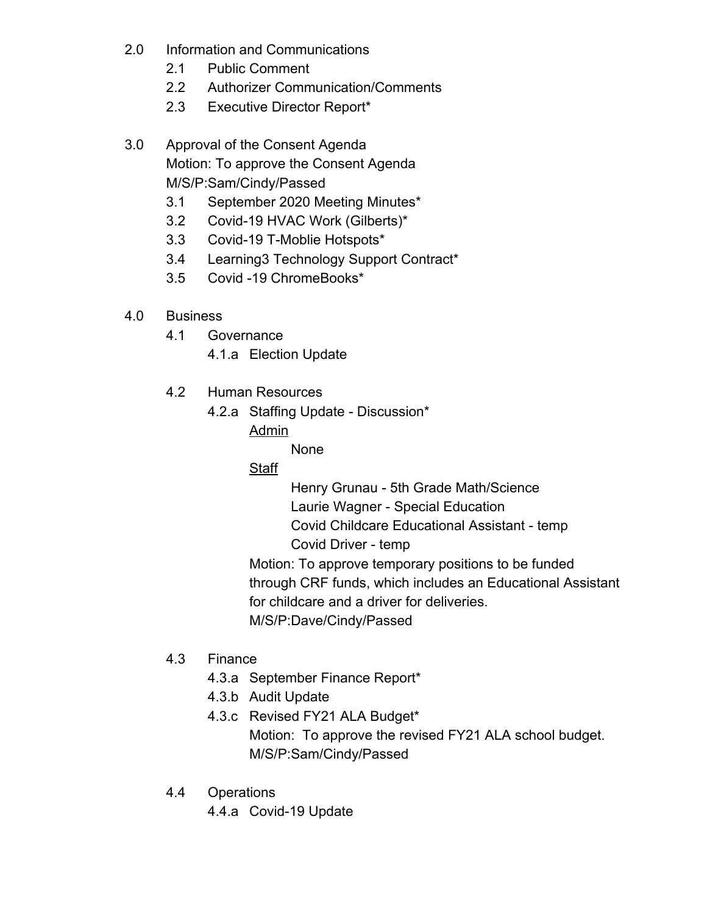- 2.0 Information and Communications
  - 2.1 Public Comment
  - 2.2 Authorizer Communication/Comments
  - 2.3 Executive Director Report*

- 3.0 Approval of the Consent Agenda
  Motion: To approve the Consent Agenda
  M/S/P:Sam/Cindy/Passed
  - 3.1 September 2020 Meeting Minutes*
  - 3.2 Covid-19 HVAC Work (Gilberts)*
  - 3.3 Covid-19 T-Moblie Hotspots*
  - 3.4 Learning3 Technology Support Contract*
  - 3.5 Covid -19 ChromeBooks*

- 4.0 Business
  - 4.1 Governance
    - 4.1.a Election Update

  - 4.2 Human Resources
    - 4.2.a Staffing Update - Discussion*

      Admin

      None

      Staff

      Henry Grunau - 5th Grade Math/Science
      Laurie Wagner - Special Education
      Covid Childcare Educational Assistant - temp
      Covid Driver - temp

      Motion: To approve temporary positions to be funded through CRF funds, which includes an Educational Assistant for childcare and a driver for deliveries.
      M/S/P:Dave/Cindy/Passed

  - 4.3 Finance
    - 4.3.a September Finance Report*
    - 4.3.b Audit Update
    - 4.3.c Revised FY21 ALA Budget*
      Motion: To approve the revised FY21 ALA school budget.
      M/S/P:Sam/Cindy/Passed

  - 4.4 Operations
    - 4.4.a Covid-19 Update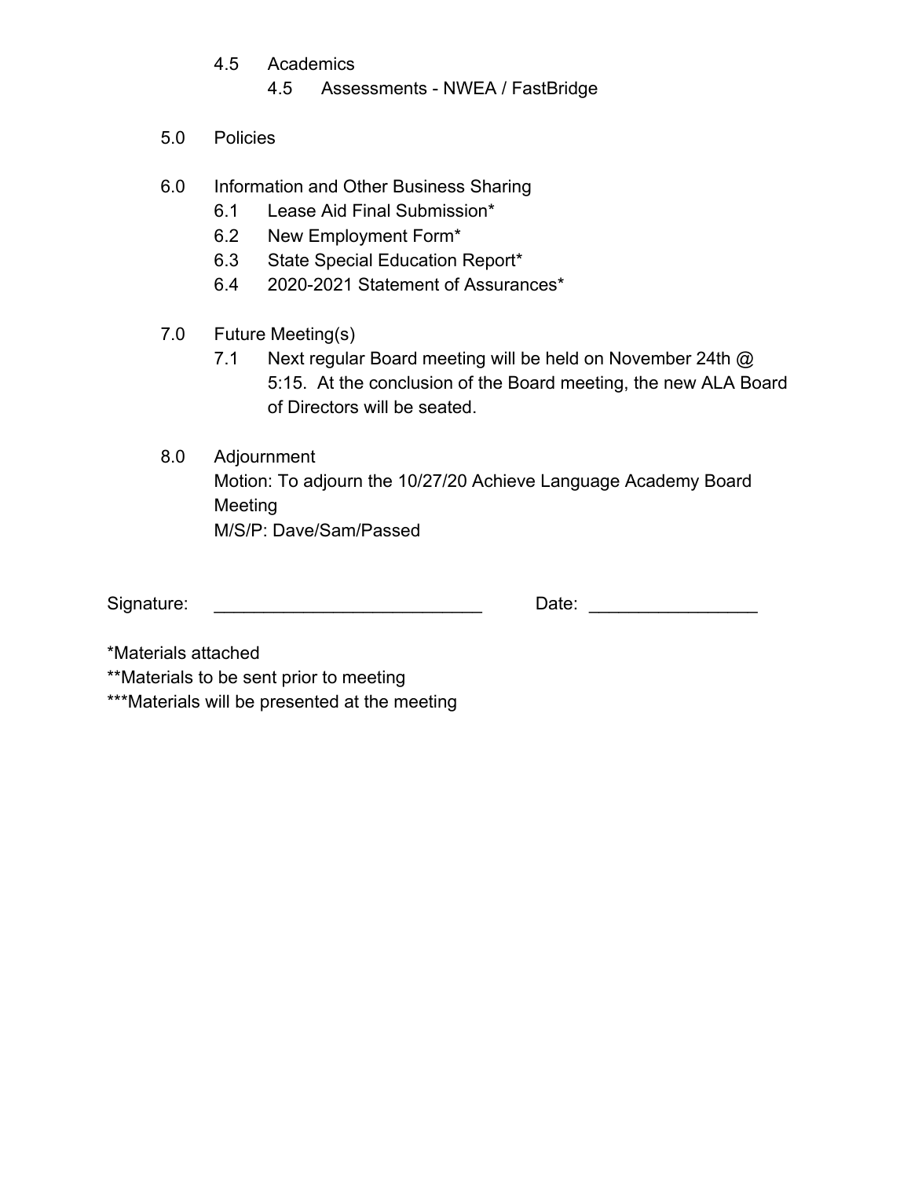- 4.5 Academics
  - 4.5 Assessments - NWEA / FastBridge

5.0 Policies

6.0 Information and Other Business Sharing
- 6.1 Lease Aid Final Submission*
- 6.2 New Employment Form*
- 6.3 State Special Education Report*
- 6.4 2020-2021 Statement of Assurances*

7.0 Future Meeting(s)
- 7.1 Next regular Board meeting will be held on November 24th @ 5:15. At the conclusion of the Board meeting, the new ALA Board of Directors will be seated.

8.0 Adjournment

Motion: To adjourn the 10/27/20 Achieve Language Academy Board Meeting

M/S/P: Dave/Sam/Passed

Signature: ___________________________ Date: _________________

*Materials attached

**Materials to be sent prior to meeting

***Materials will be presented at the meeting